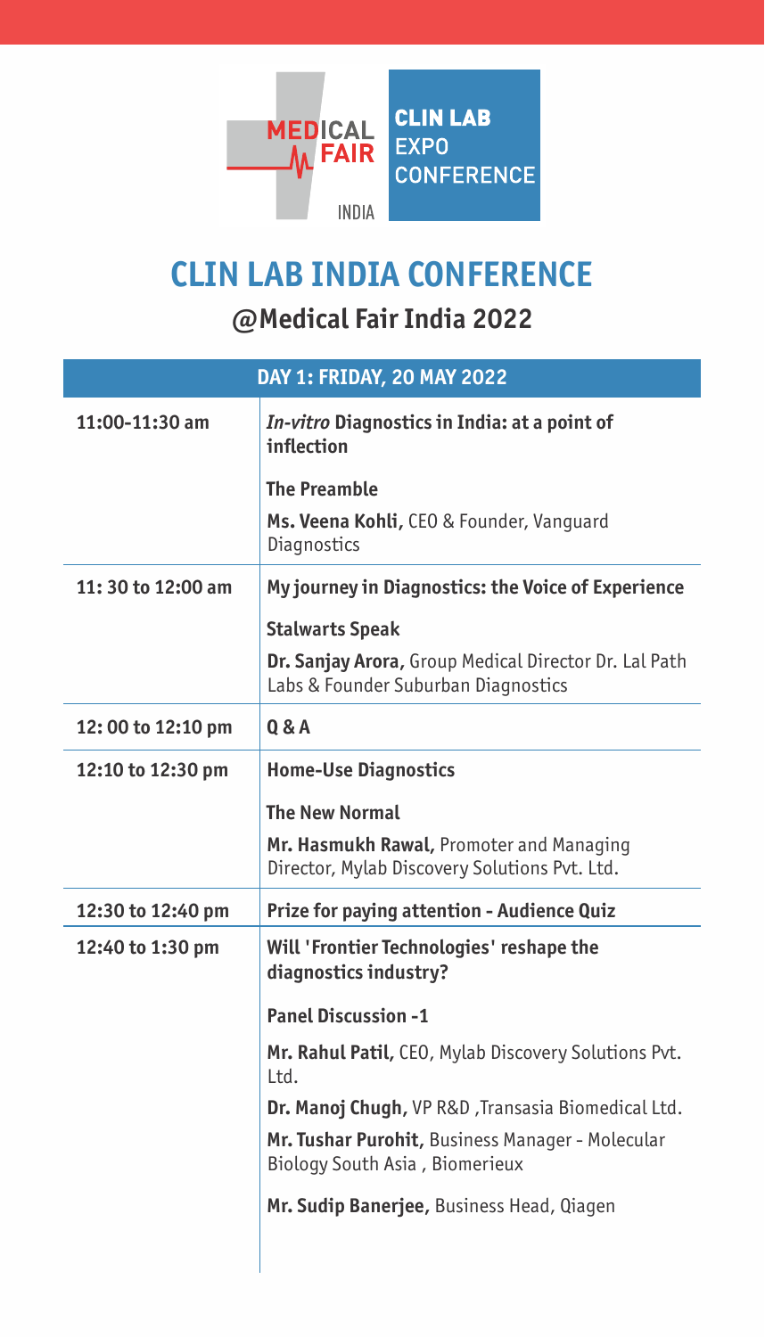MEDICAL FAIR INDIA | CLIN LAB EXPO CONFERENCE

# CLIN LAB INDIA CONFERENCE

## @Medical Fair India 2022

| DAY 1: FRIDAY, 20 MAY 2022 | |
|---|---|
| 11:00-11:30 am | ***In-vitro* Diagnostics in India: at a point of inflection**<br><br>**The Preamble**<br><br>**Ms. Veena Kohli,** CEO & Founder, Vanguard Diagnostics |
| 11: 30 to 12:00 am | **My journey in Diagnostics: the Voice of Experience**<br><br>**Stalwarts Speak**<br><br>**Dr. Sanjay Arora,** Group Medical Director Dr. Lal Path Labs & Founder Suburban Diagnostics |
| 12: 00 to 12:10 pm | **Q & A** |
| 12:10 to 12:30 pm | **Home-Use Diagnostics**<br><br>**The New Normal**<br><br>**Mr. Hasmukh Rawal,** Promoter and Managing Director, Mylab Discovery Solutions Pvt. Ltd. |
| 12:30 to 12:40 pm | **Prize for paying attention - Audience Quiz** |
| 12:40 to 1:30 pm | **Will 'Frontier Technologies' reshape the diagnostics industry?**<br><br>**Panel Discussion -1**<br><br>**Mr. Rahul Patil,** CEO, Mylab Discovery Solutions Pvt. Ltd.<br><br>**Dr. Manoj Chugh,** VP R&D ,Transasia Biomedical Ltd.<br><br>**Mr. Tushar Purohit,** Business Manager - Molecular Biology South Asia , Biomerieux<br><br>**Mr. Sudip Banerjee,** Business Head, Qiagen |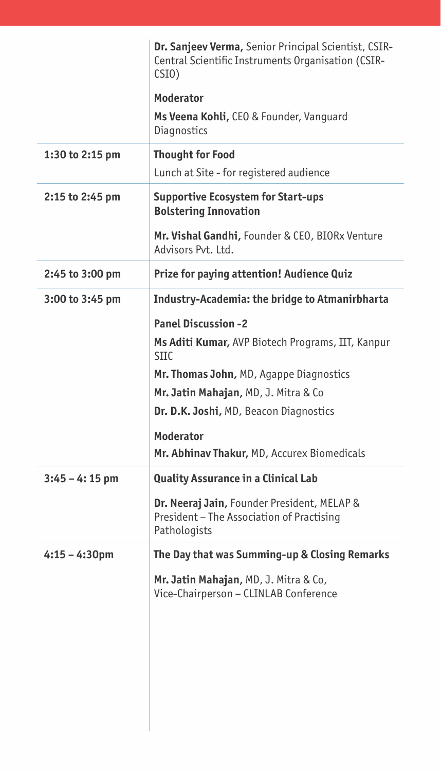| | |
|---|---|
| | **Dr. Sanjeev Verma,** Senior Principal Scientist, CSIR-Central Scientific Instruments Organisation (CSIR-CSIO)<br><br>**Moderator**<br><br>**Ms Veena Kohli,** CEO & Founder, Vanguard Diagnostics |
| **1:30 to 2:15 pm** | **Thought for Food**<br><br>Lunch at Site - for registered audience |
| **2:15 to 2:45 pm** | **Supportive Ecosystem for Start-ups Bolstering Innovation**<br><br>**Mr. Vishal Gandhi,** Founder & CEO, BIORx Venture Advisors Pvt. Ltd. |
| **2:45 to 3:00 pm** | **Prize for paying attention! Audience Quiz** |
| **3:00 to 3:45 pm** | **Industry-Academia: the bridge to Atmanirbharta**<br><br>**Panel Discussion -2**<br><br>**Ms Aditi Kumar,** AVP Biotech Programs, IIT, Kanpur SIIC<br><br>**Mr. Thomas John,** MD, Agappe Diagnostics<br><br>**Mr. Jatin Mahajan,** MD, J. Mitra & Co<br><br>**Dr. D.K. Joshi,** MD, Beacon Diagnostics<br><br>**Moderator**<br><br>**Mr. Abhinav Thakur,** MD, Accurex Biomedicals |
| **3:45 – 4: 15 pm** | **Quality Assurance in a Clinical Lab**<br><br>**Dr. Neeraj Jain,** Founder President, MELAP & President – The Association of Practising Pathologists |
| **4:15 – 4:30pm** | **The Day that was Summing-up & Closing Remarks**<br><br>**Mr. Jatin Mahajan,** MD, J. Mitra & Co, Vice-Chairperson – CLINLAB Conference |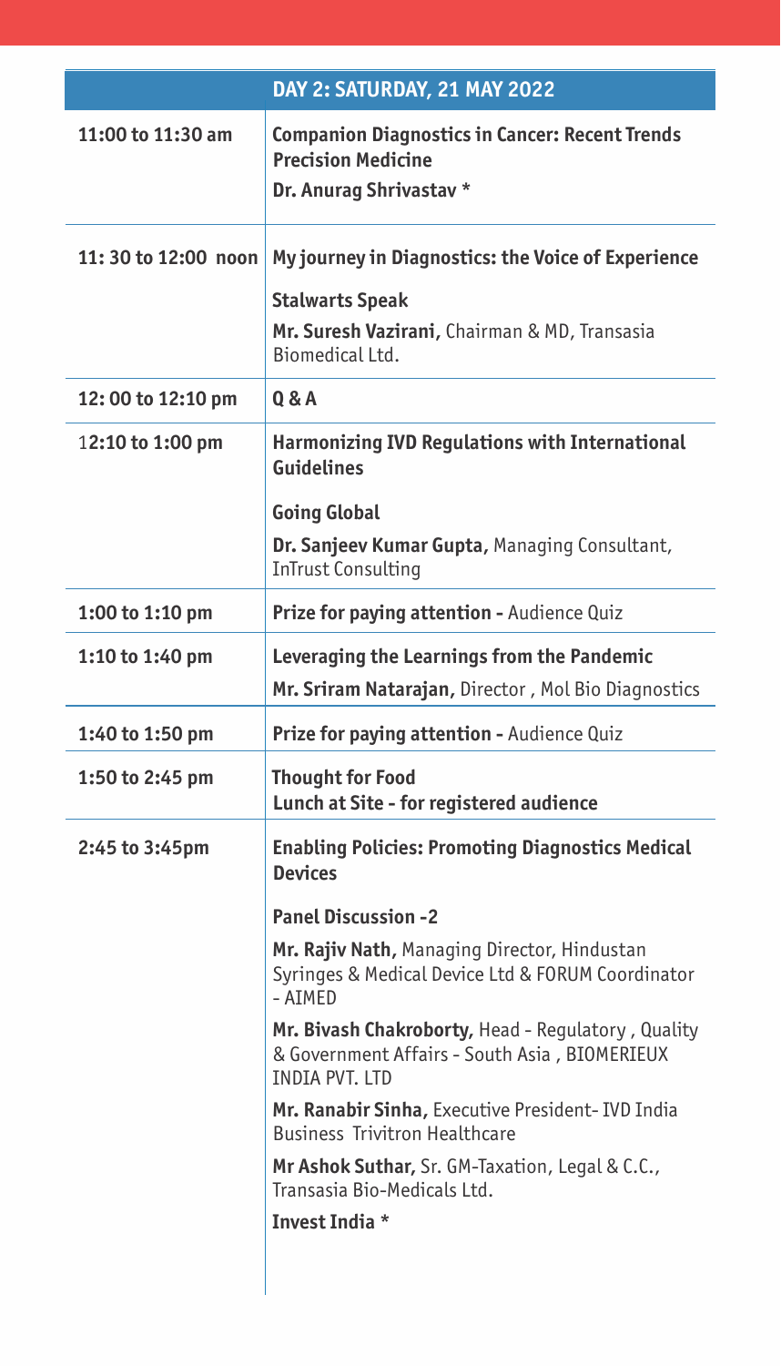| | DAY 2: SATURDAY, 21 MAY 2022 |
|---|---|
| 11:00 to 11:30 am | **Companion Diagnostics in Cancer: Recent Trends Precision Medicine**<br>**Dr. Anurag Shrivastav ***|
| 11: 30 to 12:00 noon | **My journey in Diagnostics: the Voice of Experience**<br>**Stalwarts Speak**<br>**Mr. Suresh Vazirani**, Chairman & MD, Transasia Biomedical Ltd. |
| 12: 00 to 12:10 pm | **Q & A** |
| 12:10 to 1:00 pm | **Harmonizing IVD Regulations with International Guidelines**<br>**Going Global**<br>**Dr. Sanjeev Kumar Gupta**, Managing Consultant, InTrust Consulting |
| 1:00 to 1:10 pm | **Prize for paying attention -** Audience Quiz |
| 1:10 to 1:40 pm | **Leveraging the Learnings from the Pandemic**<br>**Mr. Sriram Natarajan**, Director , Mol Bio Diagnostics |
| 1:40 to 1:50 pm | **Prize for paying attention -** Audience Quiz |
| 1:50 to 2:45 pm | **Thought for Food**<br>**Lunch at Site - for registered audience** |
| 2:45 to 3:45pm | **Enabling Policies: Promoting Diagnostics Medical Devices**<br>**Panel Discussion -2**<br>**Mr. Rajiv Nath**, Managing Director, Hindustan Syringes & Medical Device Ltd & FORUM Coordinator - AIMED<br>**Mr. Bivash Chakroborty**, Head - Regulatory , Quality & Government Affairs - South Asia , BIOMERIEUX INDIA PVT. LTD<br>**Mr. Ranabir Sinha**, Executive President- IVD India Business Trivitron Healthcare<br>**Mr Ashok Suthar**, Sr. GM-Taxation, Legal & C.C., Transasia Bio-Medicals Ltd.<br>**Invest India *** |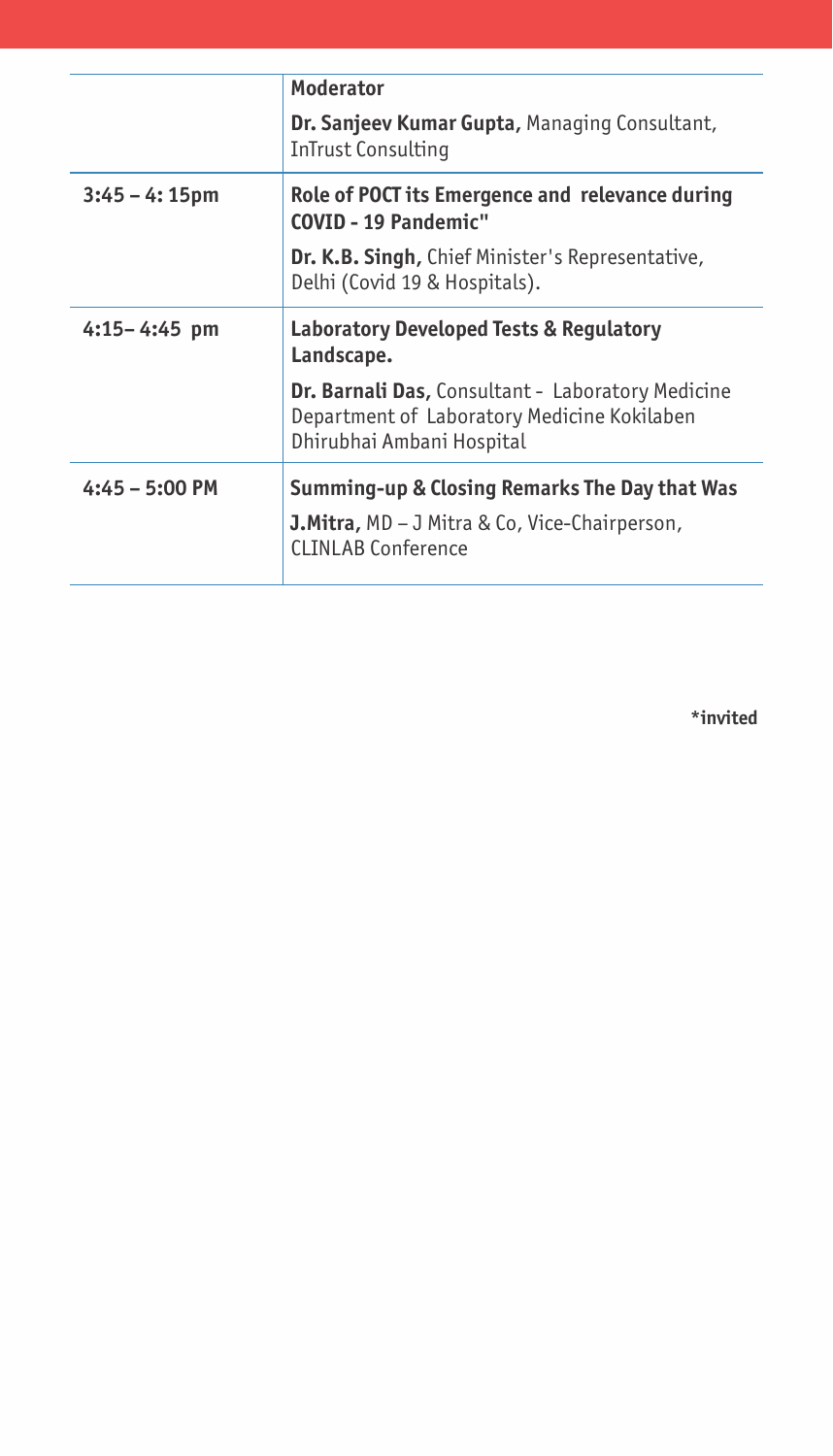| | |
|---|---|
| | **Moderator**<br>**Dr. Sanjeev Kumar Gupta,** Managing Consultant, InTrust Consulting |
| **3:45 – 4: 15pm** | **Role of POCT its Emergence and relevance during COVID - 19 Pandemic"**<br>**Dr. K.B. Singh,** Chief Minister's Representative, Delhi (Covid 19 & Hospitals). |
| **4:15– 4:45 pm** | **Laboratory Developed Tests & Regulatory Landscape.**<br>**Dr. Barnali Das,** Consultant - Laboratory Medicine Department of Laboratory Medicine Kokilaben Dhirubhai Ambani Hospital |
| **4:45 – 5:00 PM** | **Summing-up & Closing Remarks The Day that Was**<br>**J.Mitra,** MD – J Mitra & Co, Vice-Chairperson, CLINLAB Conference |

**\*invited**